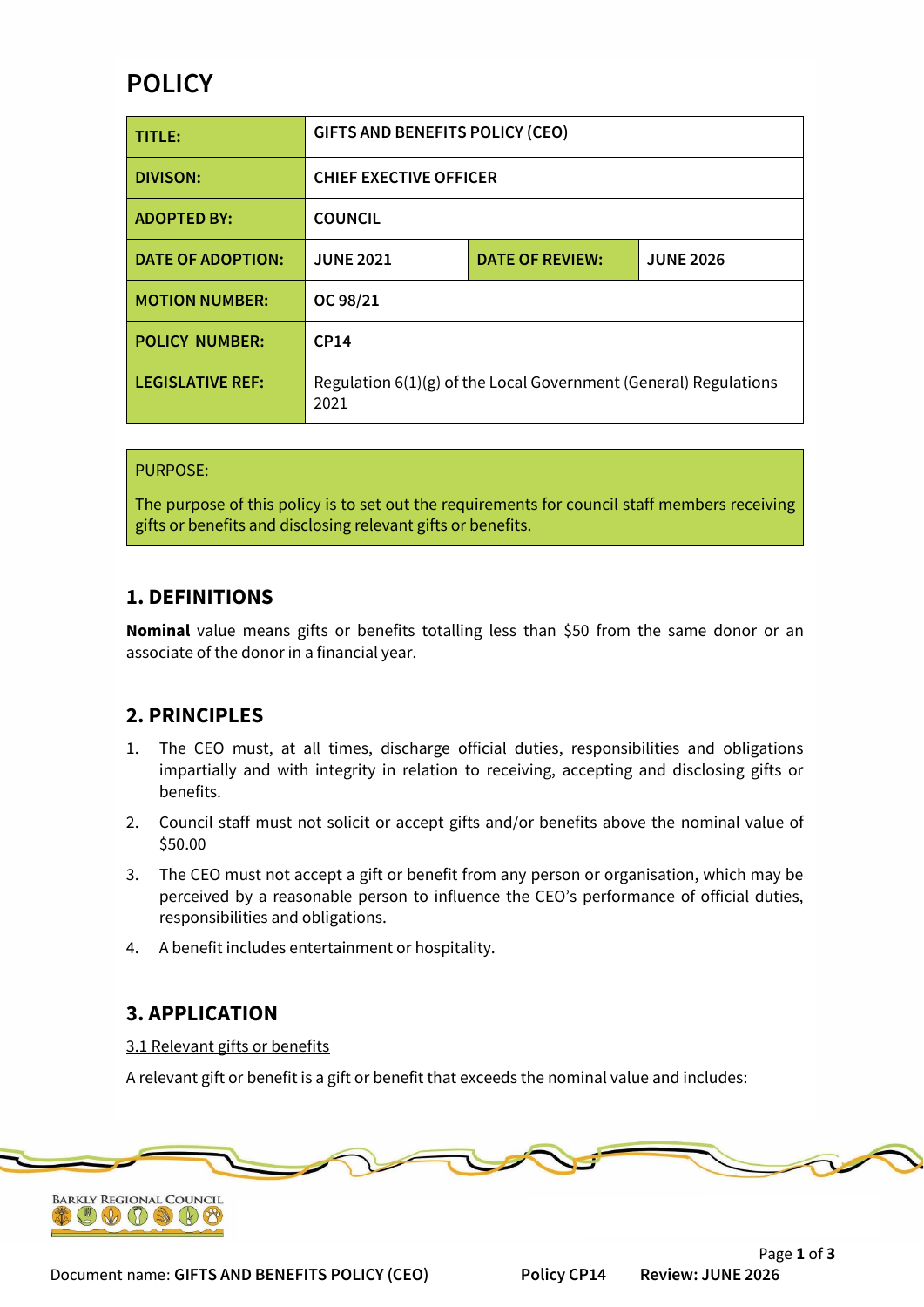# POLICY

| TITLE: | GIFTS AND BENEFITS POLICY (CEO) | | |
|---|---|---|---|
| DIVISON: | CHIEF EXECTIVE OFFICER | | |
| ADOPTED BY: | COUNCIL | | |
| DATE OF ADOPTION: | JUNE 2021 | DATE OF REVIEW: | JUNE 2026 |
| MOTION NUMBER: | OC 98/21 | | |
| POLICY NUMBER: | CP14 | | |
| LEGISLATIVE REF: | Regulation 6(1)(g) of the Local Government (General) Regulations 2021 | | |

PURPOSE:

The purpose of this policy is to set out the requirements for council staff members receiving gifts or benefits and disclosing relevant gifts or benefits.

## 1. DEFINITIONS

**Nominal** value means gifts or benefits totalling less than $50 from the same donor or an associate of the donor in a financial year.

## 2. PRINCIPLES

1. The CEO must, at all times, discharge official duties, responsibilities and obligations impartially and with integrity in relation to receiving, accepting and disclosing gifts or benefits.
2. Council staff must not solicit or accept gifts and/or benefits above the nominal value of $50.00
3. The CEO must not accept a gift or benefit from any person or organisation, which may be perceived by a reasonable person to influence the CEO's performance of official duties, responsibilities and obligations.
4. A benefit includes entertainment or hospitality.

## 3. APPLICATION

3.1 Relevant gifts or benefits

A relevant gift or benefit is a gift or benefit that exceeds the nominal value and includes: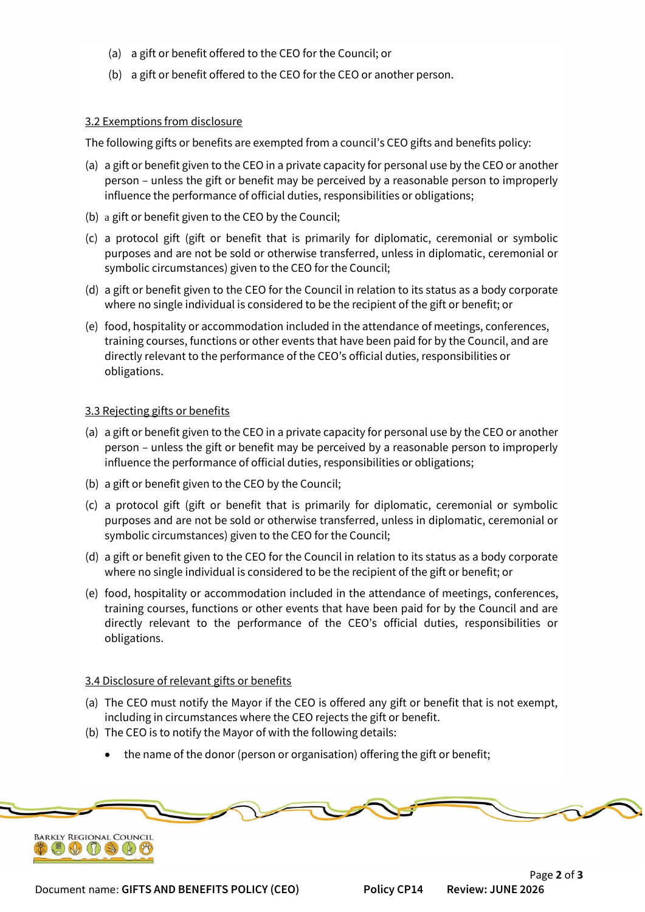(a) a gift or benefit offered to the CEO for the Council; or

(b) a gift or benefit offered to the CEO for the CEO or another person.

### 3.2 Exemptions from disclosure

The following gifts or benefits are exempted from a council's CEO gifts and benefits policy:

(a) a gift or benefit given to the CEO in a private capacity for personal use by the CEO or another person – unless the gift or benefit may be perceived by a reasonable person to improperly influence the performance of official duties, responsibilities or obligations;

(b) a gift or benefit given to the CEO by the Council;

(c) a protocol gift (gift or benefit that is primarily for diplomatic, ceremonial or symbolic purposes and are not be sold or otherwise transferred, unless in diplomatic, ceremonial or symbolic circumstances) given to the CEO for the Council;

(d) a gift or benefit given to the CEO for the Council in relation to its status as a body corporate where no single individual is considered to be the recipient of the gift or benefit; or

(e) food, hospitality or accommodation included in the attendance of meetings, conferences, training courses, functions or other events that have been paid for by the Council, and are directly relevant to the performance of the CEO's official duties, responsibilities or obligations.

### 3.3 Rejecting gifts or benefits

(a) a gift or benefit given to the CEO in a private capacity for personal use by the CEO or another person – unless the gift or benefit may be perceived by a reasonable person to improperly influence the performance of official duties, responsibilities or obligations;

(b) a gift or benefit given to the CEO by the Council;

(c) a protocol gift (gift or benefit that is primarily for diplomatic, ceremonial or symbolic purposes and are not be sold or otherwise transferred, unless in diplomatic, ceremonial or symbolic circumstances) given to the CEO for the Council;

(d) a gift or benefit given to the CEO for the Council in relation to its status as a body corporate where no single individual is considered to be the recipient of the gift or benefit; or

(e) food, hospitality or accommodation included in the attendance of meetings, conferences, training courses, functions or other events that have been paid for by the Council and are directly relevant to the performance of the CEO's official duties, responsibilities or obligations.

### 3.4 Disclosure of relevant gifts or benefits

(a) The CEO must notify the Mayor if the CEO is offered any gift or benefit that is not exempt, including in circumstances where the CEO rejects the gift or benefit.

(b) The CEO is to notify the Mayor of with the following details:

- the name of the donor (person or organisation) offering the gift or benefit;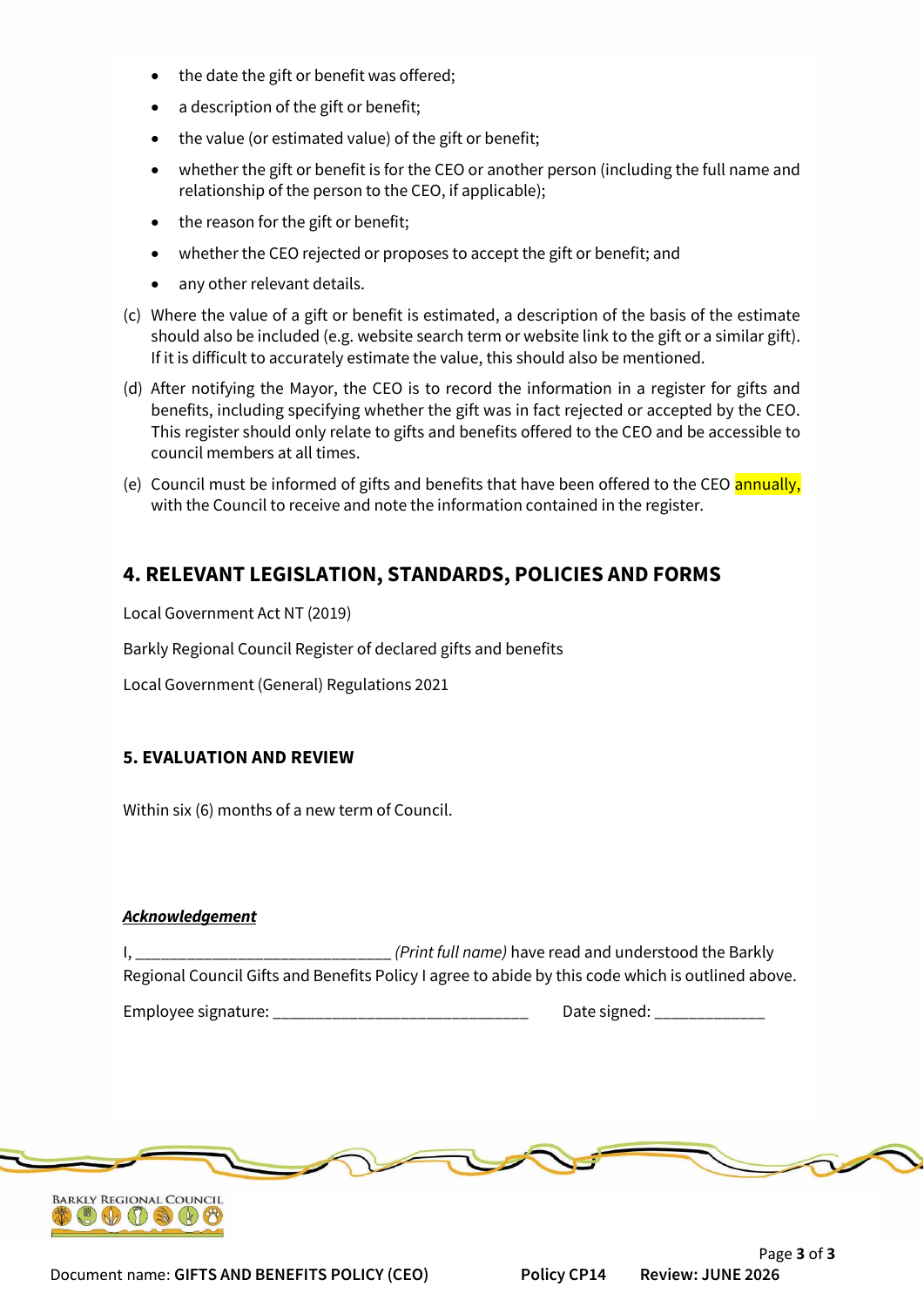- the date the gift or benefit was offered;
- a description of the gift or benefit;
- the value (or estimated value) of the gift or benefit;
- whether the gift or benefit is for the CEO or another person (including the full name and relationship of the person to the CEO, if applicable);
- the reason for the gift or benefit;
- whether the CEO rejected or proposes to accept the gift or benefit; and
- any other relevant details.

(c) Where the value of a gift or benefit is estimated, a description of the basis of the estimate should also be included (e.g. website search term or website link to the gift or a similar gift). If it is difficult to accurately estimate the value, this should also be mentioned.

(d) After notifying the Mayor, the CEO is to record the information in a register for gifts and benefits, including specifying whether the gift was in fact rejected or accepted by the CEO. This register should only relate to gifts and benefits offered to the CEO and be accessible to council members at all times.

(e) Council must be informed of gifts and benefits that have been offered to the CEO annually, with the Council to receive and note the information contained in the register.

## 4. RELEVANT LEGISLATION, STANDARDS, POLICIES AND FORMS

Local Government Act NT (2019)

Barkly Regional Council Register of declared gifts and benefits

Local Government (General) Regulations 2021

### 5. EVALUATION AND REVIEW

Within six (6) months of a new term of Council.

***Acknowledgement***

I, ______________________________ *(Print full name)* have read and understood the Barkly Regional Council Gifts and Benefits Policy I agree to abide by this code which is outlined above.

Employee signature: ______________________________ Date signed: _____________